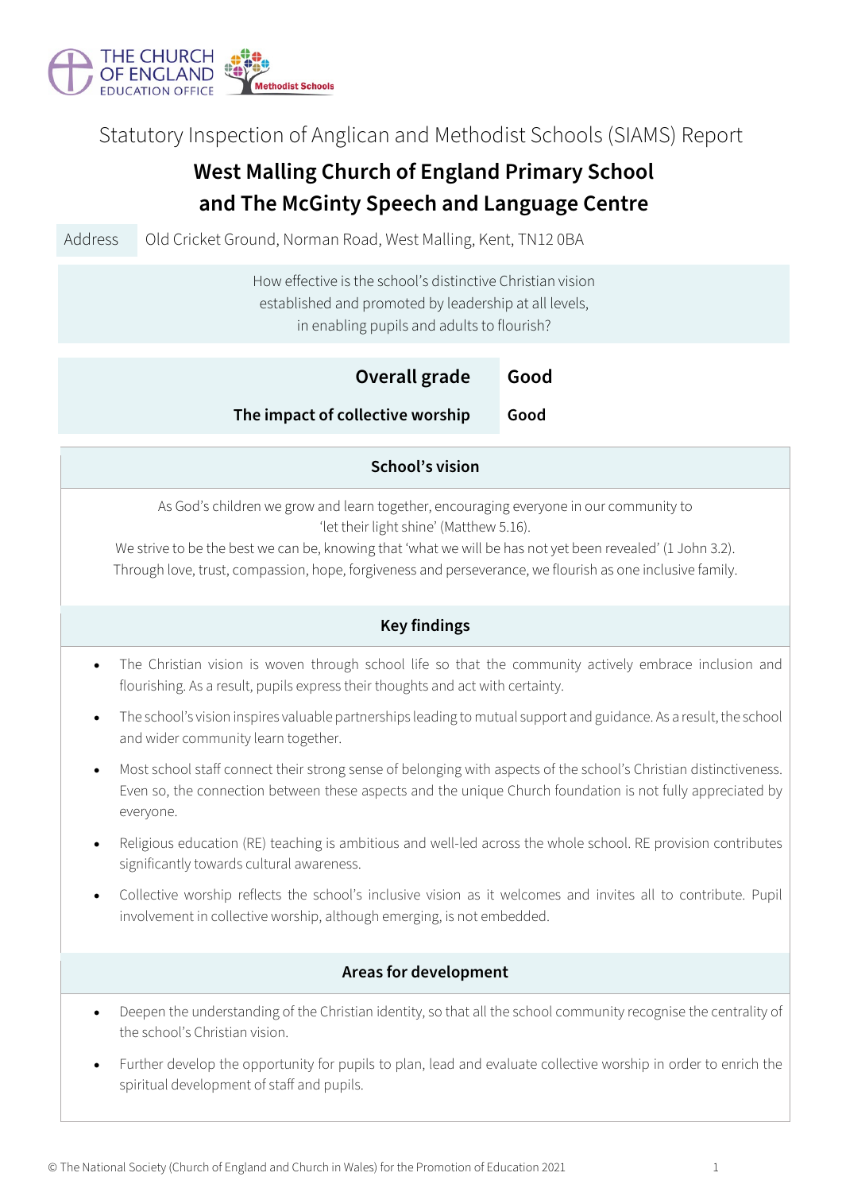THE CHURCH OF ENGLAND EDUCATION OFFICE

Methodist Schools

Statutory Inspection of Anglican and Methodist Schools (SIAMS) Report

# West Malling Church of England Primary School and The McGinty Speech and Language Centre

| Address | Old Cricket Ground, Norman Road, West Malling, Kent, TN12 0BA |
|---|---|

How effective is the school's distinctive Christian vision established and promoted by leadership at all levels, in enabling pupils and adults to flourish?

| | |
|---|---|
| **Overall grade** | **Good** |
| **The impact of collective worship** | **Good** |

## School's vision

As God's children we grow and learn together, encouraging everyone in our community to 'let their light shine' (Matthew 5.16).
We strive to be the best we can be, knowing that 'what we will be has not yet been revealed' (1 John 3.2).
Through love, trust, compassion, hope, forgiveness and perseverance, we flourish as one inclusive family.

## Key findings

- The Christian vision is woven through school life so that the community actively embrace inclusion and flourishing. As a result, pupils express their thoughts and act with certainty.
- The school's vision inspires valuable partnerships leading to mutual support and guidance. As a result, the school and wider community learn together.
- Most school staff connect their strong sense of belonging with aspects of the school's Christian distinctiveness. Even so, the connection between these aspects and the unique Church foundation is not fully appreciated by everyone.
- Religious education (RE) teaching is ambitious and well-led across the whole school. RE provision contributes significantly towards cultural awareness.
- Collective worship reflects the school's inclusive vision as it welcomes and invites all to contribute. Pupil involvement in collective worship, although emerging, is not embedded.

## Areas for development

- Deepen the understanding of the Christian identity, so that all the school community recognise the centrality of the school's Christian vision.
- Further develop the opportunity for pupils to plan, lead and evaluate collective worship in order to enrich the spiritual development of staff and pupils.

© The National Society (Church of England and Church in Wales) for the Promotion of Education 2021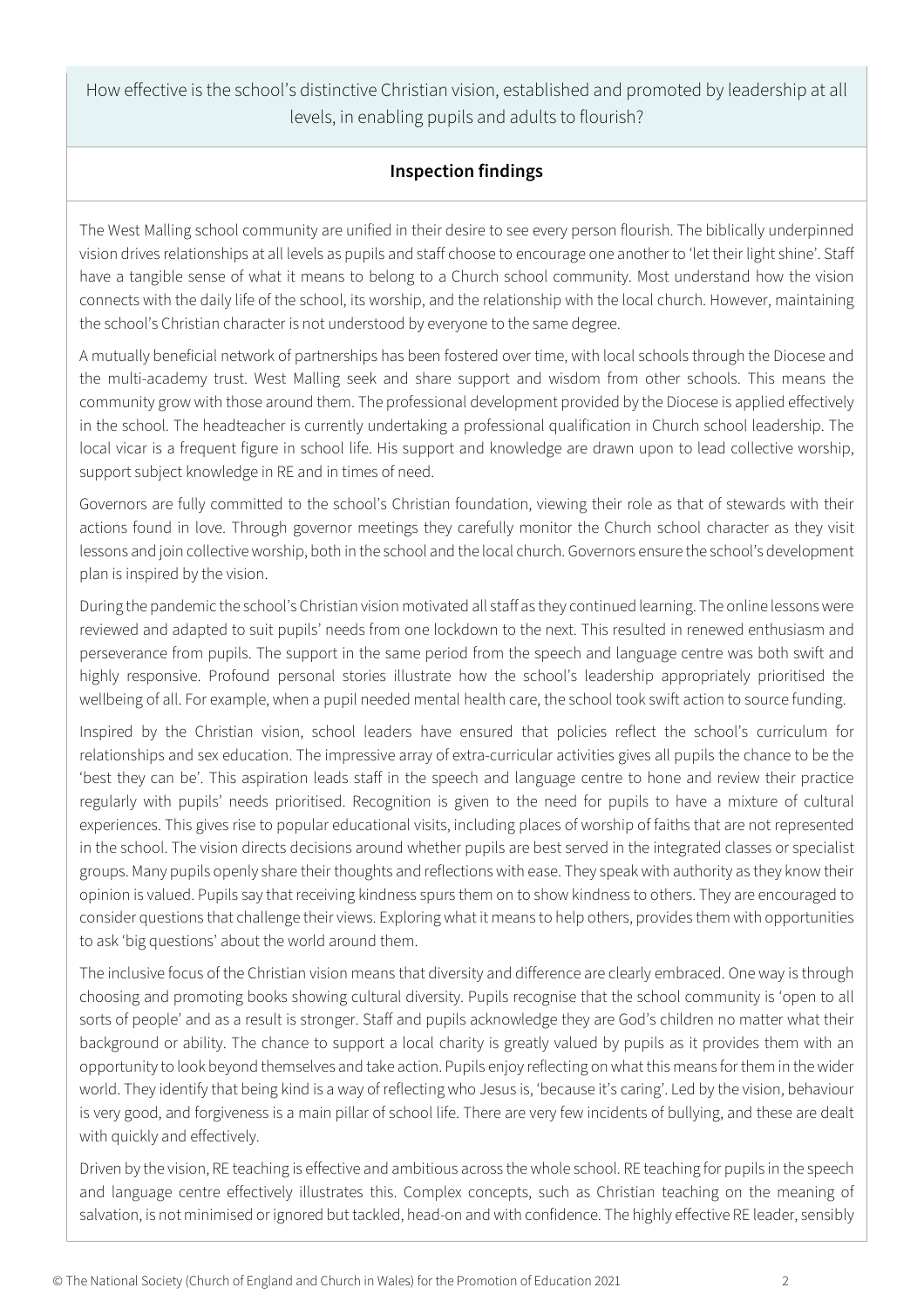How effective is the school's distinctive Christian vision, established and promoted by leadership at all levels, in enabling pupils and adults to flourish?

## Inspection findings

The West Malling school community are unified in their desire to see every person flourish. The biblically underpinned vision drives relationships at all levels as pupils and staff choose to encourage one another to 'let their light shine'. Staff have a tangible sense of what it means to belong to a Church school community. Most understand how the vision connects with the daily life of the school, its worship, and the relationship with the local church. However, maintaining the school's Christian character is not understood by everyone to the same degree.

A mutually beneficial network of partnerships has been fostered over time, with local schools through the Diocese and the multi-academy trust. West Malling seek and share support and wisdom from other schools. This means the community grow with those around them. The professional development provided by the Diocese is applied effectively in the school. The headteacher is currently undertaking a professional qualification in Church school leadership. The local vicar is a frequent figure in school life. His support and knowledge are drawn upon to lead collective worship, support subject knowledge in RE and in times of need.

Governors are fully committed to the school's Christian foundation, viewing their role as that of stewards with their actions found in love. Through governor meetings they carefully monitor the Church school character as they visit lessons and join collective worship, both in the school and the local church. Governors ensure the school's development plan is inspired by the vision.

During the pandemic the school's Christian vision motivated all staff as they continued learning. The online lessons were reviewed and adapted to suit pupils' needs from one lockdown to the next. This resulted in renewed enthusiasm and perseverance from pupils. The support in the same period from the speech and language centre was both swift and highly responsive. Profound personal stories illustrate how the school's leadership appropriately prioritised the wellbeing of all. For example, when a pupil needed mental health care, the school took swift action to source funding.

Inspired by the Christian vision, school leaders have ensured that policies reflect the school's curriculum for relationships and sex education. The impressive array of extra-curricular activities gives all pupils the chance to be the 'best they can be'. This aspiration leads staff in the speech and language centre to hone and review their practice regularly with pupils' needs prioritised. Recognition is given to the need for pupils to have a mixture of cultural experiences. This gives rise to popular educational visits, including places of worship of faiths that are not represented in the school. The vision directs decisions around whether pupils are best served in the integrated classes or specialist groups. Many pupils openly share their thoughts and reflections with ease. They speak with authority as they know their opinion is valued. Pupils say that receiving kindness spurs them on to show kindness to others. They are encouraged to consider questions that challenge their views. Exploring what it means to help others, provides them with opportunities to ask 'big questions' about the world around them.

The inclusive focus of the Christian vision means that diversity and difference are clearly embraced. One way is through choosing and promoting books showing cultural diversity. Pupils recognise that the school community is 'open to all sorts of people' and as a result is stronger. Staff and pupils acknowledge they are God's children no matter what their background or ability. The chance to support a local charity is greatly valued by pupils as it provides them with an opportunity to look beyond themselves and take action. Pupils enjoy reflecting on what this means for them in the wider world. They identify that being kind is a way of reflecting who Jesus is, 'because it's caring'. Led by the vision, behaviour is very good, and forgiveness is a main pillar of school life. There are very few incidents of bullying, and these are dealt with quickly and effectively.

Driven by the vision, RE teaching is effective and ambitious across the whole school. RE teaching for pupils in the speech and language centre effectively illustrates this. Complex concepts, such as Christian teaching on the meaning of salvation, is not minimised or ignored but tackled, head-on and with confidence. The highly effective RE leader, sensibly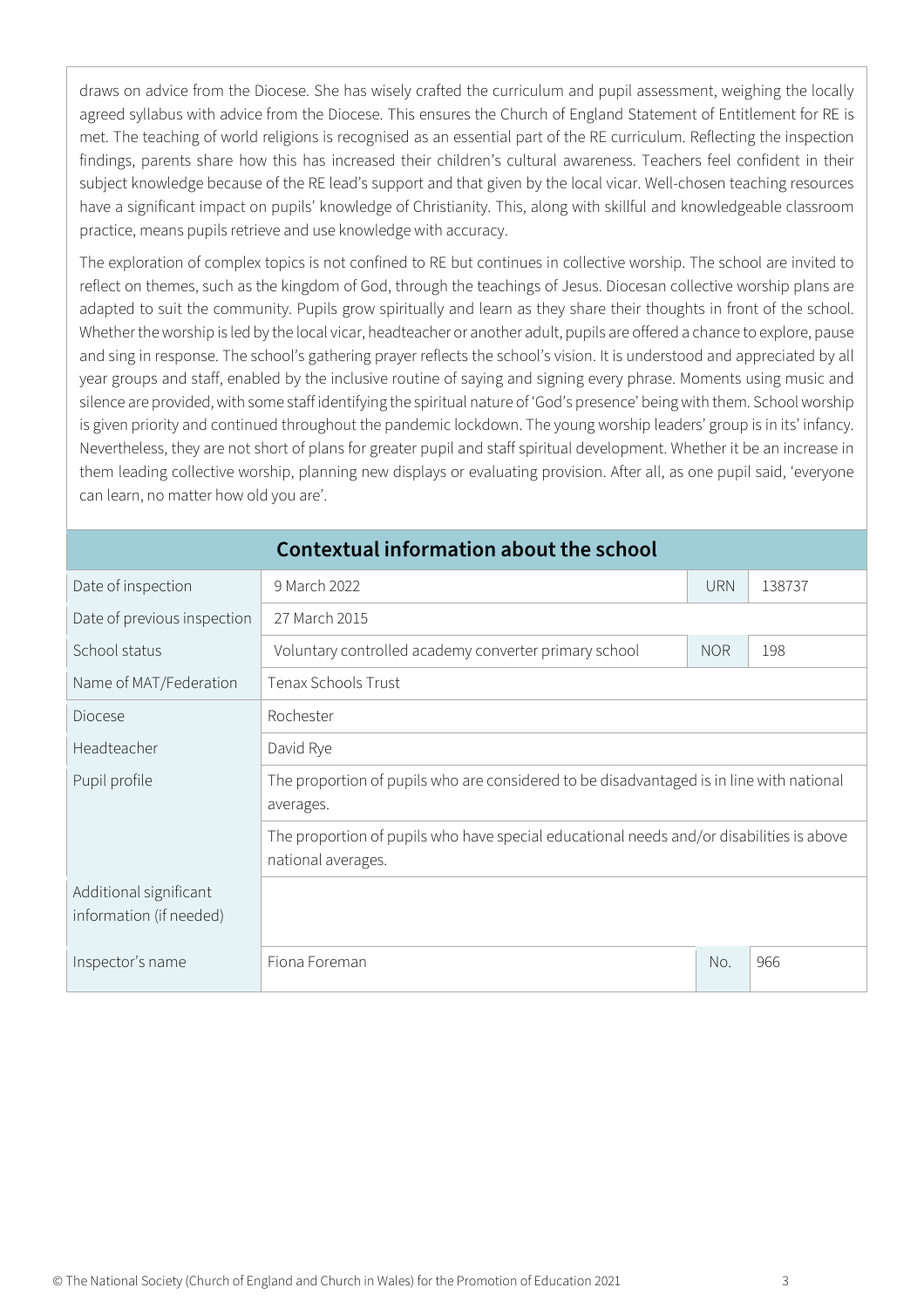draws on advice from the Diocese. She has wisely crafted the curriculum and pupil assessment, weighing the locally agreed syllabus with advice from the Diocese. This ensures the Church of England Statement of Entitlement for RE is met. The teaching of world religions is recognised as an essential part of the RE curriculum. Reflecting the inspection findings, parents share how this has increased their children's cultural awareness. Teachers feel confident in their subject knowledge because of the RE lead's support and that given by the local vicar. Well-chosen teaching resources have a significant impact on pupils' knowledge of Christianity. This, along with skillful and knowledgeable classroom practice, means pupils retrieve and use knowledge with accuracy.

The exploration of complex topics is not confined to RE but continues in collective worship. The school are invited to reflect on themes, such as the kingdom of God, through the teachings of Jesus. Diocesan collective worship plans are adapted to suit the community. Pupils grow spiritually and learn as they share their thoughts in front of the school. Whether the worship is led by the local vicar, headteacher or another adult, pupils are offered a chance to explore, pause and sing in response. The school's gathering prayer reflects the school's vision. It is understood and appreciated by all year groups and staff, enabled by the inclusive routine of saying and signing every phrase. Moments using music and silence are provided, with some staff identifying the spiritual nature of 'God's presence' being with them. School worship is given priority and continued throughout the pandemic lockdown. The young worship leaders' group is in its' infancy. Nevertheless, they are not short of plans for greater pupil and staff spiritual development. Whether it be an increase in them leading collective worship, planning new displays or evaluating provision. After all, as one pupil said, 'everyone can learn, no matter how old you are'.

## Contextual information about the school

| | | | |
|---|---|---|---|
| Date of inspection | 9 March 2022 | URN | 138737 |
| Date of previous inspection | 27 March 2015 | | |
| School status | Voluntary controlled academy converter primary school | NOR | 198 |
| Name of MAT/Federation | Tenax Schools Trust | | |
| Diocese | Rochester | | |
| Headteacher | David Rye | | |
| Pupil profile | The proportion of pupils who are considered to be disadvantaged is in line with national averages. | | |
| | The proportion of pupils who have special educational needs and/or disabilities is above national averages. | | |
| Additional significant information (if needed) | | | |
| Inspector's name | Fiona Foreman | No. | 966 |